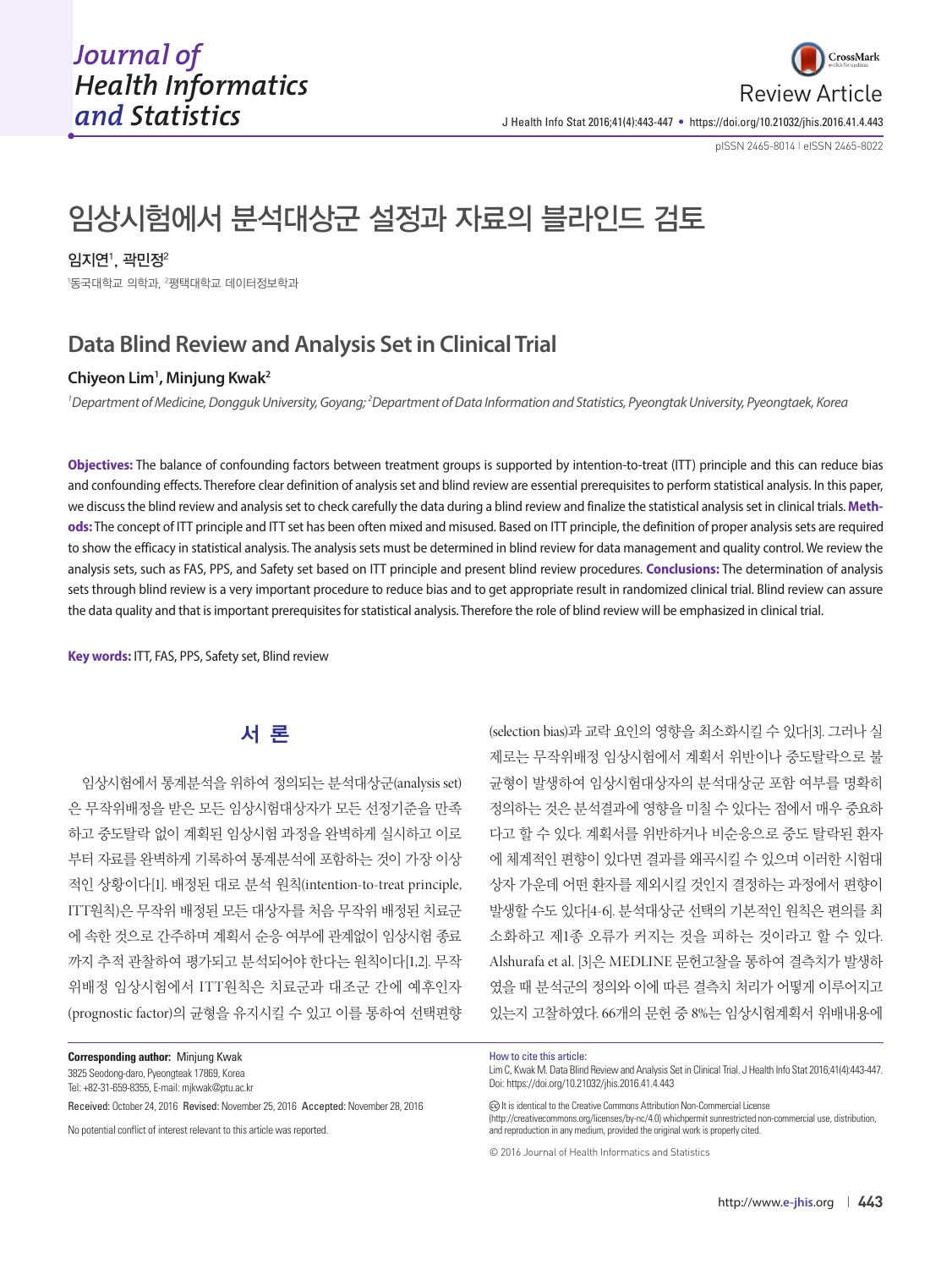Review Article

pISSN 2465-8014 | eISSN 2465-8022

# 임상시험에서 분석대상군 설정과 자료의 블라인드 검토

**임지연[1], 곽민정[2]**

[1]동국대학교 의학과, [2]평택대학교 데이터정보학과

# Data Blind Review and Analysis Set in Clinical Trial

**Chiyeon Lim[1], Minjung Kwak[2]**

*[1]Department of Medicine, Dongguk University, Goyang; [2]Department of Data Information and Statistics, Pyeongtak University, Pyeongtaek, Korea*

**Objectives:** The balance of confounding factors between treatment groups is supported by intention-to-treat (ITT) principle and this can reduce bias and confounding effects. Therefore clear definition of analysis set and blind review are essential prerequisites to perform statistical analysis. In this paper, we discuss the blind review and analysis set to check carefully the data during a blind review and finalize the statistical analysis set in clinical trials. **Methods:** The concept of ITT principle and ITT set has been often mixed and misused. Based on ITT principle, the definition of proper analysis sets are required to show the efficacy in statistical analysis. The analysis sets must be determined in blind review for data management and quality control. We review the analysis sets, such as FAS, PPS, and Safety set based on ITT principle and present blind review procedures. **Conclusions:** The determination of analysis sets through blind review is a very important procedure to reduce bias and to get appropriate result in randomized clinical trial. Blind review can assure the data quality and that is important prerequisites for statistical analysis. Therefore the role of blind review will be emphasized in clinical trial.

**Key words:** ITT, FAS, PPS, Safety set, Blind review

## 서 론

임상시험에서 통계분석을 위하여 정의되는 분석대상군(analysis set)은 무작위배정을 받은 모든 임상시험대상자가 모든 선정기준을 만족하고 중도탈락 없이 계획된 임상시험 과정을 완벽하게 실시하고 이로부터 자료를 완벽하게 기록하여 통계분석에 포함하는 것이 가장 이상적인 상황이다[1]. 배정된 대로 분석 원칙(intention-to-treat principle, ITT원칙)은 무작위 배정된 모든 대상자를 처음 무작위 배정된 치료군에 속한 것으로 간주하며 계획서 순응 여부에 관계없이 임상시험 종료까지 추적 관찰하여 평가되고 분석되어야 한다는 원칙이다[1,2]. 무작위배정 임상시험에서 ITT원칙은 치료군과 대조군 간에 예후인자(prognostic factor)의 균형을 유지시킬 수 있고 이를 통하여 선택편향(selection bias)과 교락 요인의 영향을 최소화시킬 수 있다[3]. 그러나 실제로는 무작위배정 임상시험에서 계획서 위반이나 중도탈락으로 불균형이 발생하여 임상시험대상자의 분석대상군 포함 여부를 명확히 정의하는 것은 분석결과에 영향을 미칠 수 있다는 점에서 매우 중요하다고 할 수 있다. 계획서를 위반하거나 비순응으로 중도 탈락된 환자에 체계적인 편향이 있다면 결과를 왜곡시킬 수 있으며 이러한 시험대상자 가운데 어떤 환자를 제외시킬 것인지 결정하는 과정에서 편향이 발생할 수도 있다[4-6]. 분석대상군 선택의 기본적인 원칙은 편의를 최소화하고 제1종 오류가 커지는 것을 피하는 것이라고 할 수 있다. Alshurafa et al. [3]은 MEDLINE 문헌고찰을 통하여 결측치가 발생하였을 때 분석군의 정의와 이에 따른 결측치 처리가 어떻게 이루어지고 있는지 고찰하였다. 66개의 문헌 중 8%는 임상시험계획서 위배내용에

**Corresponding author:** Minjung Kwak
3825 Seodong-daro, Pyeongteak 17869, Korea
Tel: +82-31-659-8355, E-mail: mjkwak@ptu.ac.kr

Received: October 24, 2016 Revised: November 25, 2016 Accepted: November 28, 2016

No potential conflict of interest relevant to this article was reported.

How to cite this article:
Lim C, Kwak M. Data Blind Review and Analysis Set in Clinical Trial. J Health Info Stat 2016;41(4):443-447. Doi: https://doi.org/10.21032/jhis.2016.41.4.443

It is identical to the Creative Commons Attribution Non-Commercial License (http://creativecommons.org/licenses/by-nc/4.0) whichpermit sunrestricted non-commercial use, distribution, and reproduction in any medium, provided the original work is properly cited.

© 2016 Journal of Health Informatics and Statistics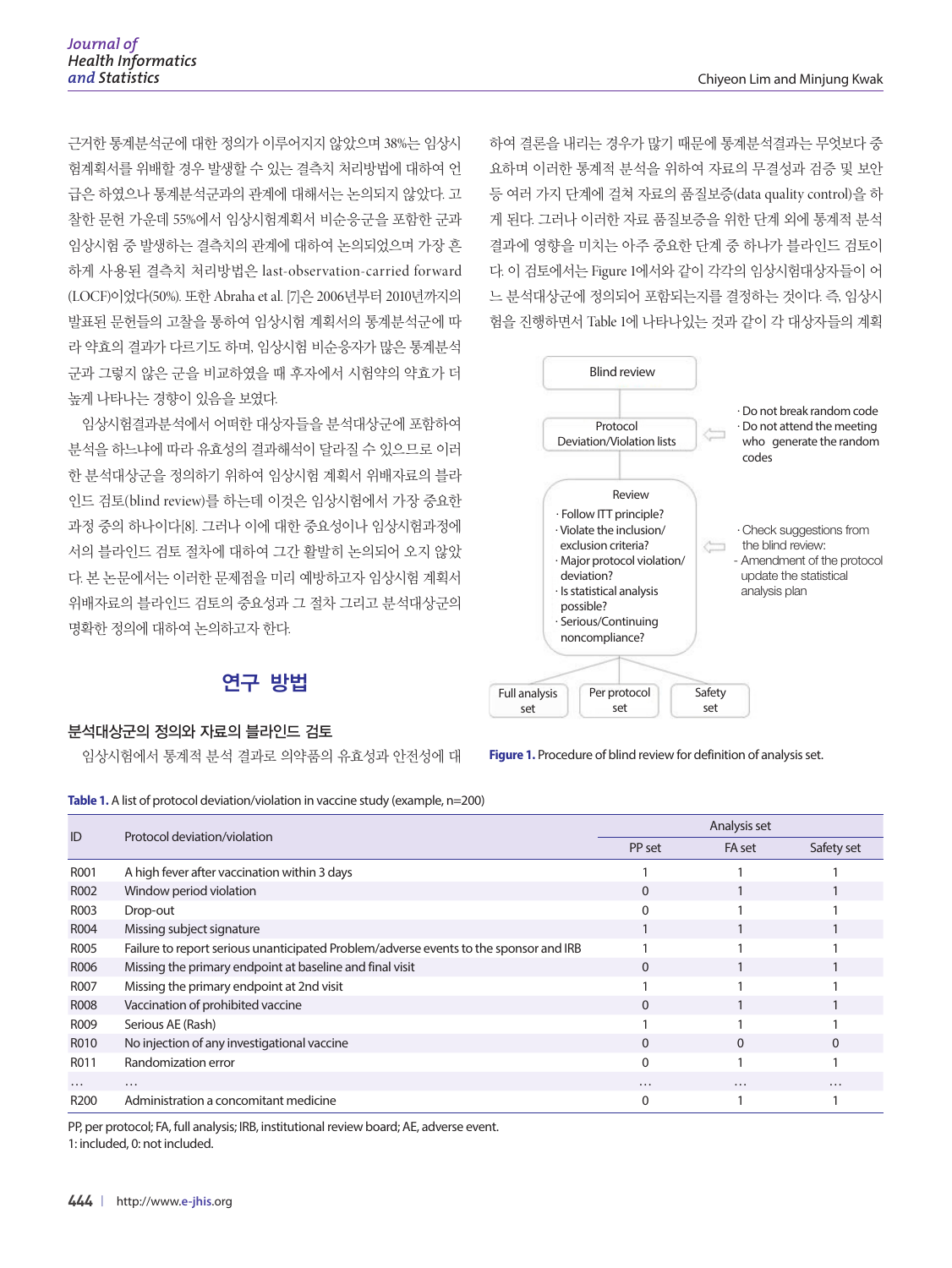근거한 통계분석군에 대한 정의가 이루어지지 않았으며 38%는 임상시험계획서를 위배할 경우 발생할 수 있는 결측치 처리방법에 대하여 언급은 하였으나 통계분석군과의 관계에 대해서는 논의되지 않았다. 고찰한 문헌 가운데 55%에서 임상시험계획서 비순응군을 포함한 군과 임상시험 중 발생하는 결측치의 관계에 대하여 논의되었으며 가장 흔하게 사용된 결측치 처리방법은 last-observation-carried forward (LOCF)이었다(50%). 또한 Abraha et al. [7]은 2006년부터 2010년까지의 발표된 문헌들의 고찰을 통하여 임상시험 계획서의 통계분석군에 따라 약효의 결과가 다르기도 하며, 임상시험 비순응자가 많은 통계분석군과 그렇지 않은 군을 비교하였을 때 후자에서 시험약의 약효가 더 높게 나타나는 경향이 있음을 보였다.

임상시험결과분석에서 어떠한 대상자들을 분석대상군에 포함하여 분석을 하느냐에 따라 유효성의 결과해석이 달라질 수 있으므로 이러한 분석대상군을 정의하기 위하여 임상시험 계획서 위배자료의 블라인드 검토(blind review)를 하는데 이것은 임상시험에서 가장 중요한 과정 중의 하나이다[8]. 그러나 이에 대한 중요성이나 임상시험과정에서의 블라인드 검토 절차에 대하여 그간 활발히 논의되어 오지 않았다. 본 논문에서는 이러한 문제점을 미리 예방하고자 임상시험 계획서 위배자료의 블라인드 검토의 중요성과 그 절차 그리고 분석대상군의 명확한 정의에 대하여 논의하고자 한다.

# 연구 방법

## 분석대상군의 정의와 자료의 블라인드 검토

임상시험에서 통계적 분석 결과로 의약품의 유효성과 안전성에 대하여 결론을 내리는 경우가 많기 때문에 통계분석결과는 무엇보다 중요하며 이러한 통계적 분석을 위하여 자료의 무결성과 검증 및 보안 등 여러 가지 단계에 걸쳐 자료의 품질보증(data quality control)을 하게 된다. 그러나 이러한 자료 품질보증을 위한 단계 외에 통계적 분석결과에 영향을 미치는 아주 중요한 단계 중 하나가 블라인드 검토이다. 이 검토에서는 Figure 1에서와 같이 각각의 임상시험대상자들이 어느 분석대상군에 정의되어 포함되는지를 결정하는 것이다. 즉, 임상시험을 진행하면서 Table 1에 나타나있는 것과 같이 각 대상자들의 계획

Blind review → Protocol Deviation/Violation lists (· Do not break random code · Do not attend the meeting who generate the random codes) → Review (· Follow ITT principle? · Violate the inclusion/exclusion criteria? · Major protocol violation/deviation? · Is statistical analysis possible? · Serious/Continuing noncompliance?) (· Check suggestions from the blind review: - Amendment of the protocol update the statistical analysis plan) → Full analysis set / Per protocol set / Safety set

**Figure 1.** Procedure of blind review for definition of analysis set.

**Table 1.** A list of protocol deviation/violation in vaccine study (example, n=200)

| ID | Protocol deviation/violation | Analysis set | | |
|---|---|---|---|---|
| | | PP set | FA set | Safety set |
| R001 | A high fever after vaccination within 3 days | 1 | 1 | 1 |
| R002 | Window period violation | 0 | 1 | 1 |
| R003 | Drop-out | 0 | 1 | 1 |
| R004 | Missing subject signature | 1 | 1 | 1 |
| R005 | Failure to report serious unanticipated Problem/adverse events to the sponsor and IRB | 1 | 1 | 1 |
| R006 | Missing the primary endpoint at baseline and final visit | 0 | 1 | 1 |
| R007 | Missing the primary endpoint at 2nd visit | 1 | 1 | 1 |
| R008 | Vaccination of prohibited vaccine | 0 | 1 | 1 |
| R009 | Serious AE (Rash) | 1 | 1 | 1 |
| R010 | No injection of any investigational vaccine | 0 | 0 | 0 |
| R011 | Randomization error | 0 | 1 | 1 |
| … | … | … | … | … |
| R200 | Administration a concomitant medicine | 0 | 1 | 1 |

PP, per protocol; FA, full analysis; IRB, institutional review board; AE, adverse event.
1: included, 0: not included.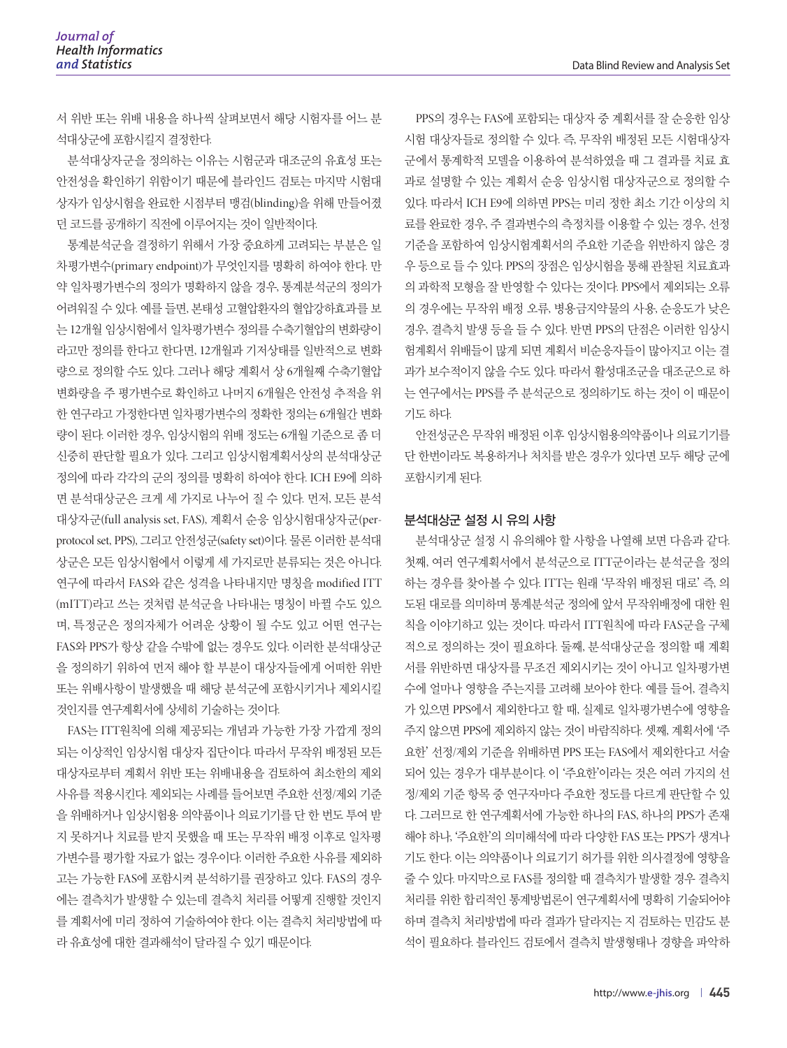서 위반 또는 위배 내용을 하나씩 살펴보면서 해당 시험자를 어느 분석대상군에 포함시킬지 결정한다.

분석대상자군을 정의하는 이유는 시험군과 대조군의 유효성 또는 안전성을 확인하기 위함이기 때문에 블라인드 검토는 마지막 시험대상자가 임상시험을 완료한 시점부터 맹검(blinding)을 위해 만들어졌던 코드를 공개하기 직전에 이루어지는 것이 일반적이다.

통계분석군을 결정하기 위해서 가장 중요하게 고려되는 부분은 일차평가변수(primary endpoint)가 무엇인지를 명확히 하여야 한다. 만약 일차평가변수의 정의가 명확하지 않을 경우, 통계분석군의 정의가 어려워질 수 있다. 예를 들면, 본태성 고혈압환자의 혈압강하효과를 보는 12개월 임상시험에서 일차평가변수 정의를 수축기혈압의 변화량이라고만 정의를 한다고 한다면, 12개월과 기저상태를 일반적으로 변화량으로 정의할 수도 있다. 그러나 해당 계획서 상 6개월째 수축기혈압 변화량을 주 평가변수로 확인하고 나머지 6개월은 안전성 추적을 위한 연구라고 가정한다면 일차평가변수의 정확한 정의는 6개월간 변화량이 된다. 이러한 경우, 임상시험의 위배 정도는 6개월 기준으로 좀 더 신중히 판단할 필요가 있다. 그리고 임상시험계획서상의 분석대상군 정의에 따라 각각의 군의 정의를 명확히 하여야 한다. ICH E9에 의하면 분석대상군은 크게 세 가지로 나누어 질 수 있다. 먼저, 모든 분석대상자군(full analysis set, FAS), 계획서 순응 임상시험대상자군(per-protocol set, PPS), 그리고 안전성군(safety set)이다. 물론 이러한 분석대상군은 모든 임상시험에서 이렇게 세 가지로만 분류되는 것은 아니다. 연구에 따라서 FAS와 같은 성격을 나타내지만 명칭을 modified ITT (mITT)라고 쓰는 것처럼 분석군을 나타내는 명칭이 바뀔 수도 있으며, 특정군은 정의자체가 어려운 상황이 될 수도 있고 어떤 연구는 FAS와 PPS가 항상 같을 수밖에 없는 경우도 있다. 이러한 분석대상군을 정의하기 위하여 먼저 해야 할 부분이 대상자들에게 어떠한 위반 또는 위배사항이 발생했을 때 해당 분석군에 포함시키거나 제외시킬 것인지를 연구계획서에 상세히 기술하는 것이다.

FAS는 ITT원칙에 의해 제공되는 개념과 가능한 가장 가깝게 정의되는 이상적인 임상시험 대상자 집단이다. 따라서 무작위 배정된 모든 대상자로부터 계획서 위반 또는 위배내용을 검토하여 최소한의 제외 사유를 적용시킨다. 제외되는 사례를 들어보면 주요한 선정/제외 기준을 위배하거나 임상시험용 의약품이나 의료기기를 단 한 번도 투여 받지 못하거나 치료를 받지 못했을 때 또는 무작위 배정 이후로 일차평가변수를 평가할 자료가 없는 경우이다. 이러한 주요한 사유를 제외하고는 가능한 FAS에 포함시켜 분석하기를 권장하고 있다. FAS의 경우에는 결측치가 발생할 수 있는데 결측치 처리를 어떻게 진행할 것인지를 계획서에 미리 정하여 기술하여야 한다. 이는 결측치 처리방법에 따라 유효성에 대한 결과해석이 달라질 수 있기 때문이다.

PPS의 경우는 FAS에 포함되는 대상자 중 계획서를 잘 순응한 임상시험 대상자들로 정의할 수 있다. 즉, 무작위 배정된 모든 시험대상자군에서 통계학적 모델을 이용하여 분석하였을 때 그 결과를 치료 효과로 설명할 수 있는 계획서 순응 임상시험 대상자군으로 정의할 수 있다. 따라서 ICH E9에 의하면 PPS는 미리 정한 최소 기간 이상의 치료를 완료한 경우, 주 결과변수의 측정치를 이용할 수 있는 경우, 선정기준을 포함하여 임상시험계획서의 주요한 기준을 위반하지 않은 경우 등으로 들 수 있다. PPS의 장점은 임상시험을 통해 관찰된 치료효과의 과학적 모형을 잘 반영할 수 있다는 것이다. PPS에서 제외되는 오류의 경우에는 무작위 배정 오류, 병용금지약물의 사용, 순응도가 낮은 경우, 결측치 발생 등을 들 수 있다. 반면 PPS의 단점은 이러한 임상시험계획서 위배들이 많게 되면 계획서 비순응자들이 많아지고 이는 결과가 보수적이지 않을 수도 있다. 따라서 활성대조군을 대조군으로 하는 연구에서는 PPS를 주 분석군으로 정의하기도 하는 것이 이 때문이기도 하다.

안전성군은 무작위 배정된 이후 임상시험용의약품이나 의료기기를 단 한번이라도 복용하거나 처치를 받은 경우가 있다면 모두 해당 군에 포함시키게 된다.

## 분석대상군 설정 시 유의 사항

분석대상군 설정 시 유의해야 할 사항을 나열해 보면 다음과 같다. 첫째, 여러 연구계획서에서 분석군으로 ITT군이라는 분석군을 정의하는 경우를 찾아볼 수 있다. ITT는 원래 '무작위 배정된 대로' 즉, 의도된 대로를 의미하며 통계분석군 정의에 앞서 무작위배정에 대한 원칙을 이야기하고 있는 것이다. 따라서 ITT원칙에 따라 FAS군을 구체적으로 정의하는 것이 필요하다. 둘째, 분석대상군을 정의할 때 계획서를 위반하면 대상자를 무조건 제외시키는 것이 아니고 일차평가변수에 얼마나 영향을 주는지를 고려해 보아야 한다. 예를 들어, 결측치가 있으면 PPS에서 제외한다고 할 때, 실제로 일차평가변수에 영향을 주지 않으면 PPS에 제외하지 않는 것이 바람직하다. 셋째, 계획서에 '주요한' 선정/제외 기준을 위배하면 PPS 또는 FAS에서 제외한다고 서술되어 있는 경우가 대부분이다. 이 '주요한'이라는 것은 여러 가지의 선정/제외 기준 항목 중 연구자마다 주요한 정도를 다르게 판단할 수 있다. 그러므로 한 연구계획서에 가능한 하나의 FAS, 하나의 PPS가 존재해야 하나, '주요한'의 의미해석에 따라 다양한 FAS 또는 PPS가 생겨나기도 한다. 이는 의약품이나 의료기기 허가를 위한 의사결정에 영향을 줄 수 있다. 마지막으로 FAS를 정의할 때 결측치가 발생할 경우 결측치 처리를 위한 합리적인 통계방법론이 연구계획서에 명확히 기술되어야 하며 결측치 처리방법에 따라 결과가 달라지는 지 검토하는 민감도 분석이 필요하다. 블라인드 검토에서 결측치 발생형태나 경향을 파악하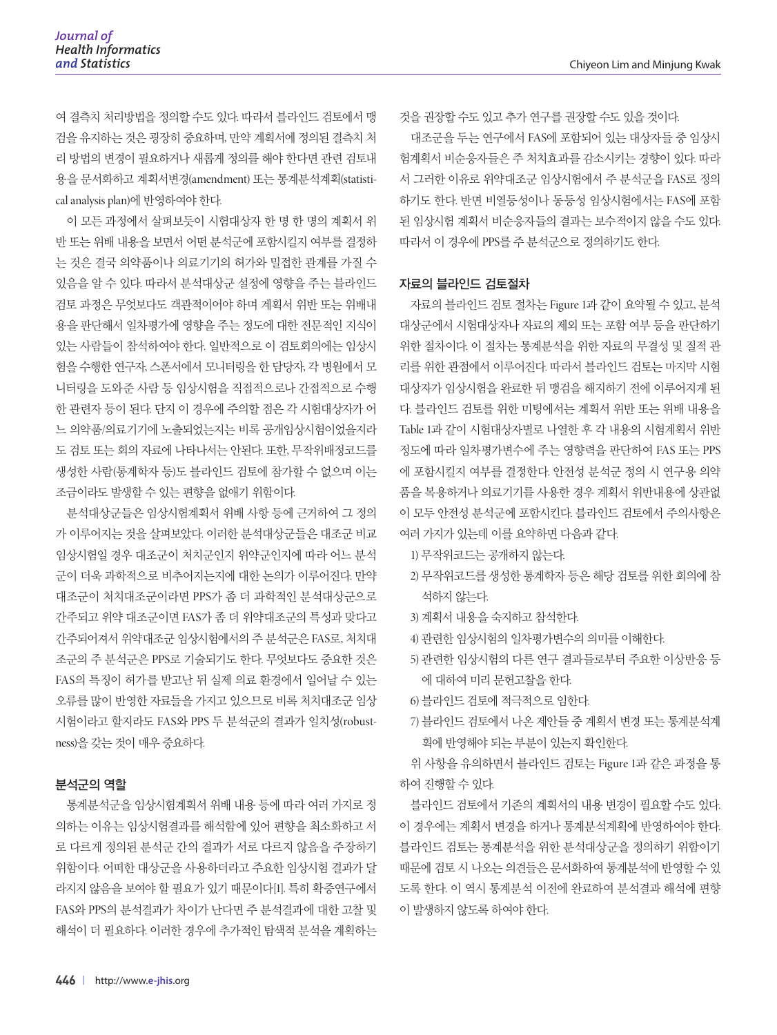여 결측치 처리방법을 정의할 수도 있다. 따라서 블라인드 검토에서 맹검을 유지하는 것은 굉장히 중요하며, 만약 계획서에 정의된 결측치 처리 방법의 변경이 필요하거나 새롭게 정의를 해야 한다면 관련 검토내용을 문서화하고 계획서변경(amendment) 또는 통계분석계획(statistical analysis plan)에 반영하여야 한다.

이 모든 과정에서 살펴보듯이 시험대상자 한 명 한 명의 계획서 위반 또는 위배 내용을 보면서 어떤 분석군에 포함시킬지 여부를 결정하는 것은 결국 의약품이나 의료기기의 허가와 밀접한 관계를 가질 수 있음을 알 수 있다. 따라서 분석대상군 설정에 영향을 주는 블라인드 검토 과정은 무엇보다도 객관적이어야 하며 계획서 위반 또는 위배내용을 판단해서 일차평가에 영향을 주는 정도에 대한 전문적인 지식이 있는 사람들이 참석하여야 한다. 일반적으로 이 검토회의에는 임상시험을 수행한 연구자, 스폰서에서 모니터링을 한 담당자, 각 병원에서 모니터링을 도와준 사람 등 임상시험을 직접적으로나 간접적으로 수행한 관련자 등이 된다. 단지 이 경우에 주의할 점은 각 시험대상자가 어느 의약품/의료기기에 노출되었는지는 비록 공개임상시험이었을지라도 검토 또는 회의 자료에 나타나서는 안된다. 또한, 무작위배정코드를 생성한 사람(통계학자 등)도 블라인드 검토에 참가할 수 없으며 이는 조금이라도 발생할 수 있는 편향을 없애기 위함이다.

분석대상군들은 임상시험계획서 위배 사항 등에 근거하여 그 정의가 이루어지는 것을 살펴보았다. 이러한 분석대상군들은 대조군 비교 임상시험일 경우 대조군이 처치군인지 위약군인지에 따라 어느 분석군이 더욱 과학적으로 비추어지는지에 대한 논의가 이루어진다. 만약 대조군이 처치대조군이라면 PPS가 좀 더 과학적인 분석대상군으로 간주되고 위약 대조군이면 FAS가 좀 더 위약대조군의 특성과 맞다고 간주되어져서 위약대조군 임상시험에서의 주 분석군은 FAS로, 처치대조군의 주 분석군은 PPS로 기술되기도 한다. 무엇보다도 중요한 것은 FAS의 특징이 허가를 받고난 뒤 실제 의료 환경에서 일어날 수 있는 오류를 많이 반영한 자료들을 가지고 있으므로 비록 처치대조군 임상시험이라고 할지라도 FAS와 PPS 두 분석군의 결과가 일치성(robustness)을 갖는 것이 매우 중요하다.

## 분석군의 역할

통계분석군을 임상시험계획서 위배 내용 등에 따라 여러 가지로 정의하는 이유는 임상시험결과를 해석함에 있어 편향을 최소화하고 서로 다르게 정의된 분석군 간의 결과가 서로 다르지 않음을 주장하기 위함이다. 어떠한 대상군을 사용하더라고 주요한 임상시험 결과가 달라지지 않음을 보여야 할 필요가 있기 때문이다[1]. 특히 확증연구에서 FAS와 PPS의 분석결과가 차이가 난다면 주 분석결과에 대한 고찰 및 해석이 더 필요하다. 이러한 경우에 추가적인 탐색적 분석을 계획하는 것을 권장할 수도 있고 추가 연구를 권장할 수도 있을 것이다.

대조군을 두는 연구에서 FAS에 포함되어 있는 대상자들 중 임상시험계획서 비순응자들은 주 처치효과를 감소시키는 경향이 있다. 따라서 그러한 이유로 위약대조군 임상시험에서 주 분석군을 FAS로 정의하기도 한다. 반면 비열등성이나 동등성 임상시험에서는 FAS에 포함된 임상시험 계획서 비순응자들의 결과는 보수적이지 않을 수도 있다. 따라서 이 경우에 PPS를 주 분석군으로 정의하기도 한다.

## 자료의 블라인드 검토절차

자료의 블라인드 검토 절차는 Figure 1과 같이 요약될 수 있고, 분석대상군에서 시험대상자나 자료의 제외 또는 포함 여부 등을 판단하기 위한 절차이다. 이 절차는 통계분석을 위한 자료의 무결성 및 질적 관리를 위한 관점에서 이루어진다. 따라서 블라인드 검토는 마지막 시험대상자가 임상시험을 완료한 뒤 맹검을 해지하기 전에 이루어지게 된다. 블라인드 검토를 위한 미팅에서는 계획서 위반 또는 위배 내용을 Table 1과 같이 시험대상자별로 나열한 후 각 내용의 시험계획서 위반 정도에 따라 일차평가변수에 주는 영향력을 판단하여 FAS 또는 PPS에 포함시킬지 여부를 결정한다. 안전성 분석군 정의 시 연구용 의약품을 복용하거나 의료기기를 사용한 경우 계획서 위반내용에 상관없이 모두 안전성 분석군에 포함시킨다. 블라인드 검토에서 주의사항은 여러 가지가 있는데 이를 요약하면 다음과 같다.

1) 무작위코드는 공개하지 않는다.
2) 무작위코드를 생성한 통계학자 등은 해당 검토를 위한 회의에 참석하지 않는다.
3) 계획서 내용을 숙지하고 참석한다.
4) 관련한 임상시험의 일차평가변수의 의미를 이해한다.
5) 관련한 임상시험의 다른 연구 결과들로부터 주요한 이상반응 등에 대하여 미리 문헌고찰을 한다.
6) 블라인드 검토에 적극적으로 임한다.
7) 블라인드 검토에서 나온 제안들 중 계획서 변경 또는 통계분석계획에 반영해야 되는 부분이 있는지 확인한다.

위 사항을 유의하면서 블라인드 검토는 Figure 1과 같은 과정을 통하여 진행할 수 있다.

블라인드 검토에서 기존의 계획서의 내용 변경이 필요할 수도 있다. 이 경우에는 계획서 변경을 하거나 통계분석계획에 반영하여야 한다. 블라인드 검토는 통계분석을 위한 분석대상군을 정의하기 위함이기 때문에 검토 시 나오는 의견들은 문서화하여 통계분석에 반영할 수 있도록 한다. 이 역시 통계분석 이전에 완료하여 분석결과 해석에 편향이 발생하지 않도록 하여야 한다.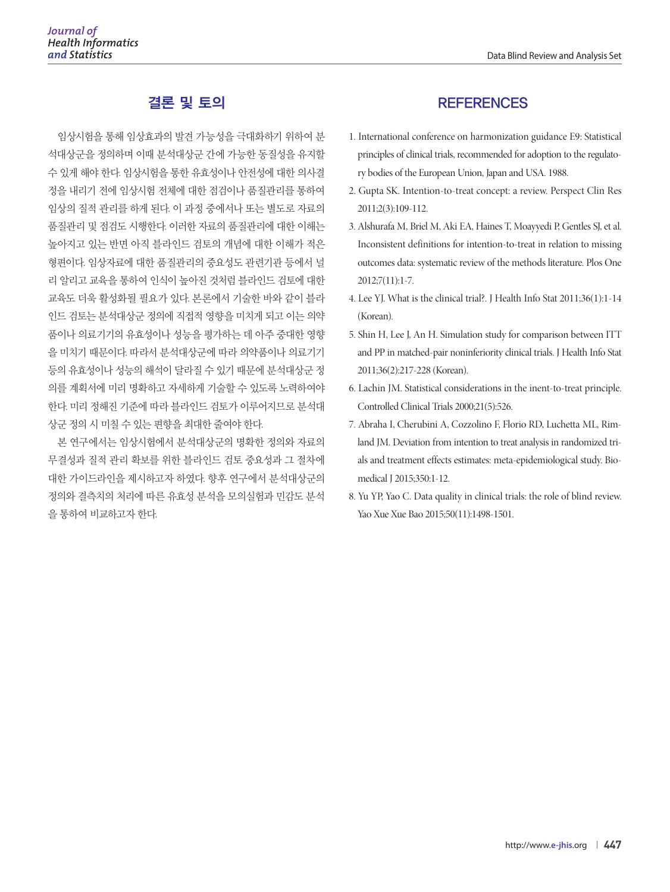## 결론 및 토의

임상시험을 통해 임상효과의 발견 가능성을 극대화하기 위하여 분석대상군을 정의하며 이때 분석대상군 간에 가능한 동질성을 유지할 수 있게 해야 한다. 임상시험을 통한 유효성이나 안전성에 대한 의사결정을 내리기 전에 임상시험 전체에 대한 점검이나 품질관리를 통하여 임상의 질적 관리를 하게 된다. 이 과정 중에서나 또는 별도로 자료의 품질관리 및 점검도 시행한다. 이러한 자료의 품질관리에 대한 이해는 높아지고 있는 반면 아직 블라인드 검토의 개념에 대한 이해가 적은 형편이다. 임상자료에 대한 품질관리의 중요성도 관련기관 등에서 널리 알리고 교육을 통하여 인식이 높아진 것처럼 블라인드 검토에 대한 교육도 더욱 활성화될 필요가 있다. 본론에서 기술한 바와 같이 블라인드 검토는 분석대상군 정의에 직접적 영향을 미치게 되고 이는 의약품이나 의료기기의 유효성이나 성능을 평가하는 데 아주 중대한 영향을 미치기 때문이다. 따라서 분석대상군에 따라 의약품이나 의료기기 등의 유효성이나 성능의 해석이 달라질 수 있기 때문에 분석대상군 정의를 계획서에 미리 명확하고 자세하게 기술할 수 있도록 노력하여야 한다. 미리 정해진 기준에 따라 블라인드 검토가 이루어지므로 분석대상군 정의 시 미칠 수 있는 편향을 최대한 줄여야 한다.

본 연구에서는 임상시험에서 분석대상군의 명확한 정의와 자료의 무결성과 질적 관리 확보를 위한 블라인드 검토 중요성과 그 절차에 대한 가이드라인을 제시하고자 하였다. 향후 연구에서 분석대상군의 정의와 결측치의 처리에 따른 유효성 분석을 모의실험과 민감도 분석을 통하여 비교하고자 한다.

## REFERENCES

1. International conference on harmonization guidance E9: Statistical principles of clinical trials, recommended for adoption to the regulatory bodies of the European Union, Japan and USA. 1988.
2. Gupta SK. Intention-to-treat concept: a review. Perspect Clin Res 2011;2(3):109-112.
3. Alshurafa M, Briel M, Aki EA, Haines T, Moayyedi P, Gentles SJ, et al. Inconsistent definitions for intention-to-treat in relation to missing outcomes data: systematic review of the methods literature. Plos One 2012;7(11):1-7.
4. Lee YJ. What is the clinical trial?. J Health Info Stat 2011;36(1):1-14 (Korean).
5. Shin H, Lee J, An H. Simulation study for comparison between ITT and PP in matched-pair noninferiority clinical trials. J Health Info Stat 2011;36(2):217-228 (Korean).
6. Lachin JM. Statistical considerations in the inent-to-treat principle. Controlled Clinical Trials 2000;21(5):526.
7. Abraha I, Cherubini A, Cozzolino F, Florio RD, Luchetta ML, Rimland JM. Deviation from intention to treat analysis in randomized trials and treatment effects estimates: meta-epidemiological study. Biomedical J 2015;350:1-12.
8. Yu YP, Yao C. Data quality in clinical trials: the role of blind review. Yao Xue Xue Bao 2015;50(11):1498-1501.